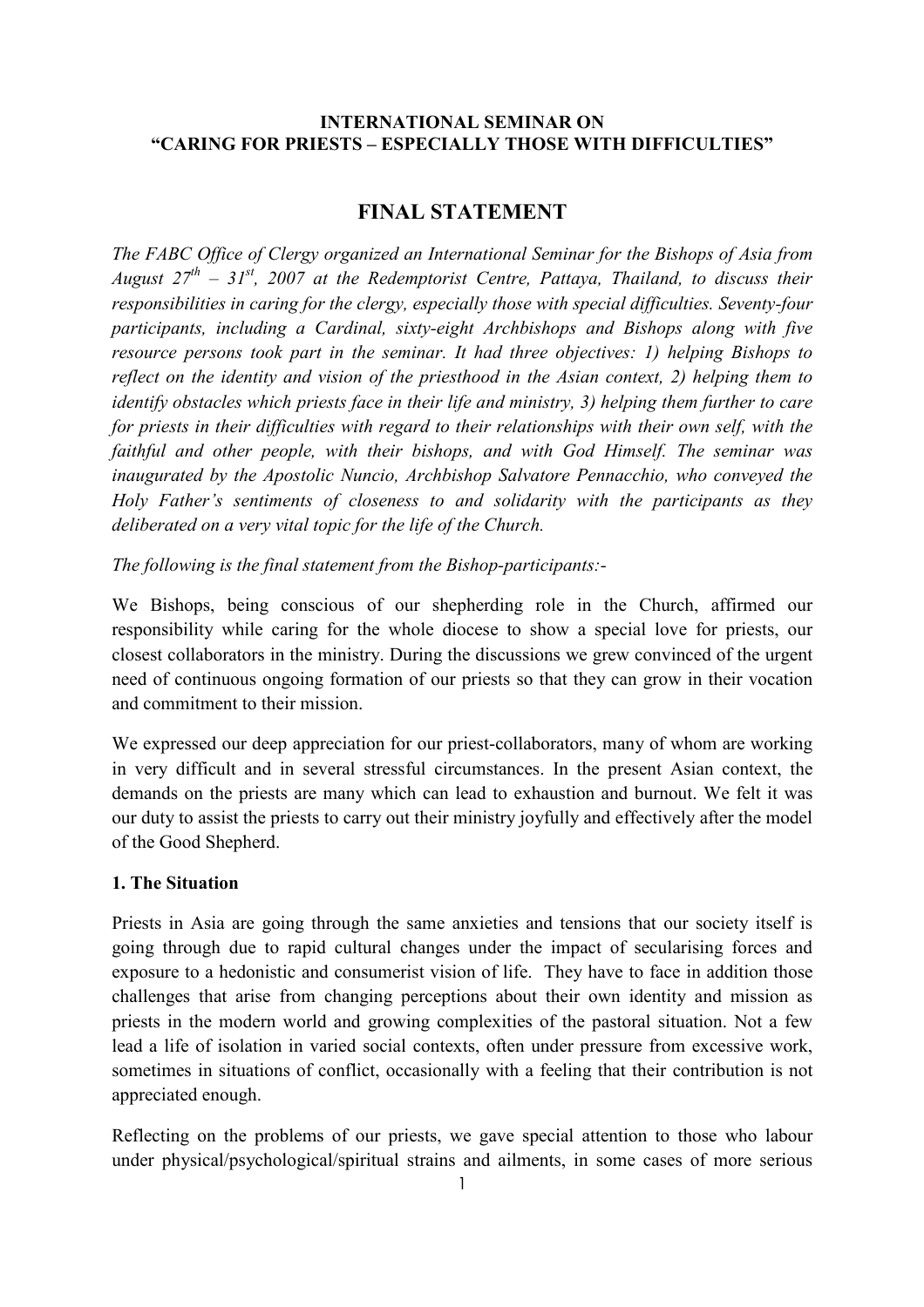**INTERNATIONAL SEMINAR ON**
**"CARING FOR PRIESTS – ESPECIALLY THOSE WITH DIFFICULTIES"**

# FINAL STATEMENT

*The FABC Office of Clergy organized an International Seminar for the Bishops of Asia from August 27th – 31st, 2007 at the Redemptorist Centre, Pattaya, Thailand, to discuss their responsibilities in caring for the clergy, especially those with special difficulties. Seventy-four participants, including a Cardinal, sixty-eight Archbishops and Bishops along with five resource persons took part in the seminar. It had three objectives: 1) helping Bishops to reflect on the identity and vision of the priesthood in the Asian context, 2) helping them to identify obstacles which priests face in their life and ministry, 3) helping them further to care for priests in their difficulties with regard to their relationships with their own self, with the faithful and other people, with their bishops, and with God Himself. The seminar was inaugurated by the Apostolic Nuncio, Archbishop Salvatore Pennacchio, who conveyed the Holy Father's sentiments of closeness to and solidarity with the participants as they deliberated on a very vital topic for the life of the Church.*

*The following is the final statement from the Bishop-participants:-*

We Bishops, being conscious of our shepherding role in the Church, affirmed our responsibility while caring for the whole diocese to show a special love for priests, our closest collaborators in the ministry. During the discussions we grew convinced of the urgent need of continuous ongoing formation of our priests so that they can grow in their vocation and commitment to their mission.

We expressed our deep appreciation for our priest-collaborators, many of whom are working in very difficult and in several stressful circumstances. In the present Asian context, the demands on the priests are many which can lead to exhaustion and burnout. We felt it was our duty to assist the priests to carry out their ministry joyfully and effectively after the model of the Good Shepherd.

### 1. The Situation

Priests in Asia are going through the same anxieties and tensions that our society itself is going through due to rapid cultural changes under the impact of secularising forces and exposure to a hedonistic and consumerist vision of life. They have to face in addition those challenges that arise from changing perceptions about their own identity and mission as priests in the modern world and growing complexities of the pastoral situation. Not a few lead a life of isolation in varied social contexts, often under pressure from excessive work, sometimes in situations of conflict, occasionally with a feeling that their contribution is not appreciated enough.

Reflecting on the problems of our priests, we gave special attention to those who labour under physical/psychological/spiritual strains and ailments, in some cases of more serious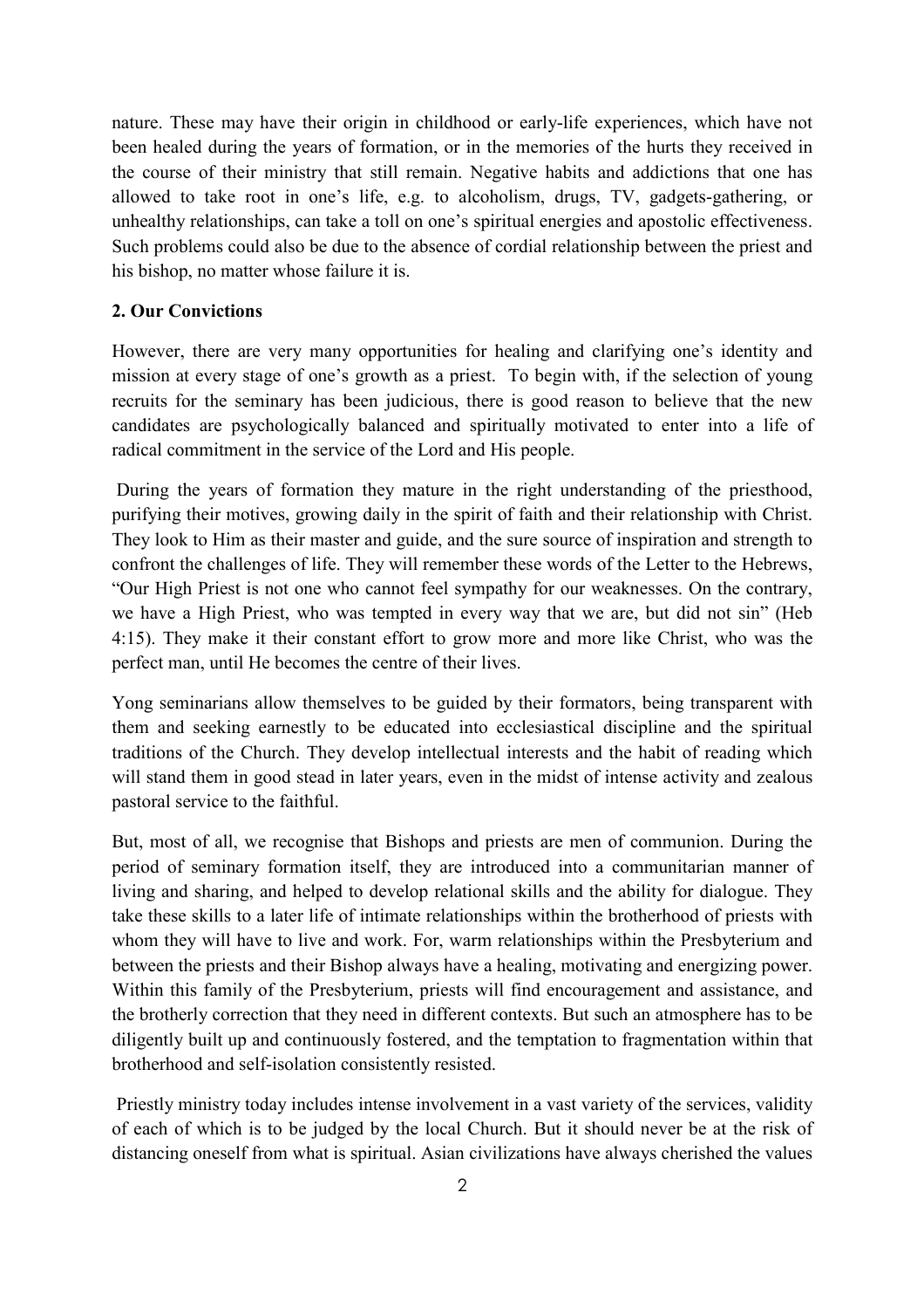nature. These may have their origin in childhood or early-life experiences, which have not been healed during the years of formation, or in the memories of the hurts they received in the course of their ministry that still remain. Negative habits and addictions that one has allowed to take root in one's life, e.g. to alcoholism, drugs, TV, gadgets-gathering, or unhealthy relationships, can take a toll on one's spiritual energies and apostolic effectiveness. Such problems could also be due to the absence of cordial relationship between the priest and his bishop, no matter whose failure it is.

## 2. Our Convictions

However, there are very many opportunities for healing and clarifying one's identity and mission at every stage of one's growth as a priest. To begin with, if the selection of young recruits for the seminary has been judicious, there is good reason to believe that the new candidates are psychologically balanced and spiritually motivated to enter into a life of radical commitment in the service of the Lord and His people.

During the years of formation they mature in the right understanding of the priesthood, purifying their motives, growing daily in the spirit of faith and their relationship with Christ. They look to Him as their master and guide, and the sure source of inspiration and strength to confront the challenges of life. They will remember these words of the Letter to the Hebrews, "Our High Priest is not one who cannot feel sympathy for our weaknesses. On the contrary, we have a High Priest, who was tempted in every way that we are, but did not sin" (Heb 4:15). They make it their constant effort to grow more and more like Christ, who was the perfect man, until He becomes the centre of their lives.

Yong seminarians allow themselves to be guided by their formators, being transparent with them and seeking earnestly to be educated into ecclesiastical discipline and the spiritual traditions of the Church. They develop intellectual interests and the habit of reading which will stand them in good stead in later years, even in the midst of intense activity and zealous pastoral service to the faithful.

But, most of all, we recognise that Bishops and priests are men of communion. During the period of seminary formation itself, they are introduced into a communitarian manner of living and sharing, and helped to develop relational skills and the ability for dialogue. They take these skills to a later life of intimate relationships within the brotherhood of priests with whom they will have to live and work. For, warm relationships within the Presbyterium and between the priests and their Bishop always have a healing, motivating and energizing power. Within this family of the Presbyterium, priests will find encouragement and assistance, and the brotherly correction that they need in different contexts. But such an atmosphere has to be diligently built up and continuously fostered, and the temptation to fragmentation within that brotherhood and self-isolation consistently resisted.

Priestly ministry today includes intense involvement in a vast variety of the services, validity of each of which is to be judged by the local Church. But it should never be at the risk of distancing oneself from what is spiritual. Asian civilizations have always cherished the values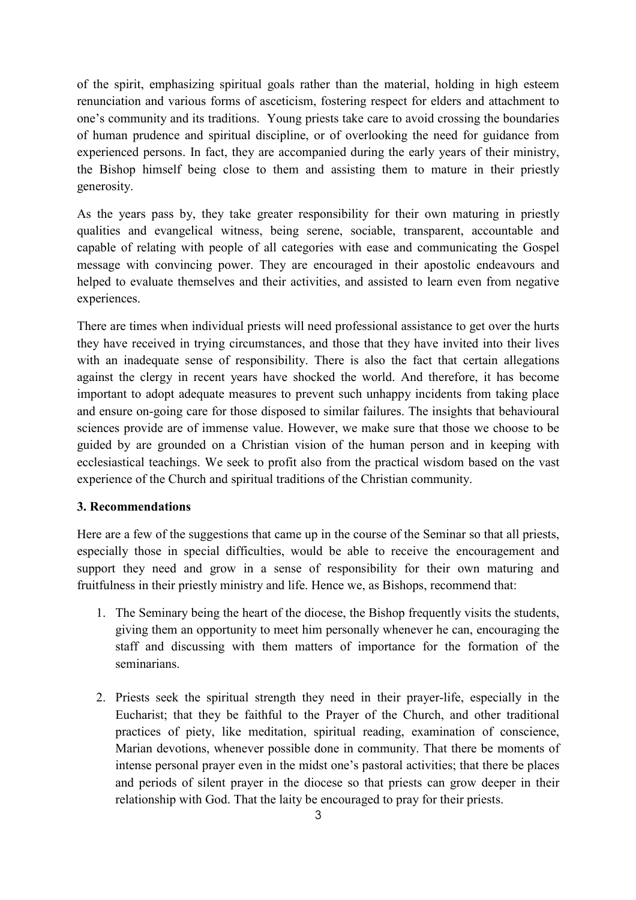of the spirit, emphasizing spiritual goals rather than the material, holding in high esteem renunciation and various forms of asceticism, fostering respect for elders and attachment to one's community and its traditions. Young priests take care to avoid crossing the boundaries of human prudence and spiritual discipline, or of overlooking the need for guidance from experienced persons. In fact, they are accompanied during the early years of their ministry, the Bishop himself being close to them and assisting them to mature in their priestly generosity.

As the years pass by, they take greater responsibility for their own maturing in priestly qualities and evangelical witness, being serene, sociable, transparent, accountable and capable of relating with people of all categories with ease and communicating the Gospel message with convincing power. They are encouraged in their apostolic endeavours and helped to evaluate themselves and their activities, and assisted to learn even from negative experiences.

There are times when individual priests will need professional assistance to get over the hurts they have received in trying circumstances, and those that they have invited into their lives with an inadequate sense of responsibility. There is also the fact that certain allegations against the clergy in recent years have shocked the world. And therefore, it has become important to adopt adequate measures to prevent such unhappy incidents from taking place and ensure on-going care for those disposed to similar failures. The insights that behavioural sciences provide are of immense value. However, we make sure that those we choose to be guided by are grounded on a Christian vision of the human person and in keeping with ecclesiastical teachings. We seek to profit also from the practical wisdom based on the vast experience of the Church and spiritual traditions of the Christian community.

### 3. Recommendations

Here are a few of the suggestions that came up in the course of the Seminar so that all priests, especially those in special difficulties, would be able to receive the encouragement and support they need and grow in a sense of responsibility for their own maturing and fruitfulness in their priestly ministry and life. Hence we, as Bishops, recommend that:

1. The Seminary being the heart of the diocese, the Bishop frequently visits the students, giving them an opportunity to meet him personally whenever he can, encouraging the staff and discussing with them matters of importance for the formation of the seminarians.

2. Priests seek the spiritual strength they need in their prayer-life, especially in the Eucharist; that they be faithful to the Prayer of the Church, and other traditional practices of piety, like meditation, spiritual reading, examination of conscience, Marian devotions, whenever possible done in community. That there be moments of intense personal prayer even in the midst one's pastoral activities; that there be places and periods of silent prayer in the diocese so that priests can grow deeper in their relationship with God. That the laity be encouraged to pray for their priests.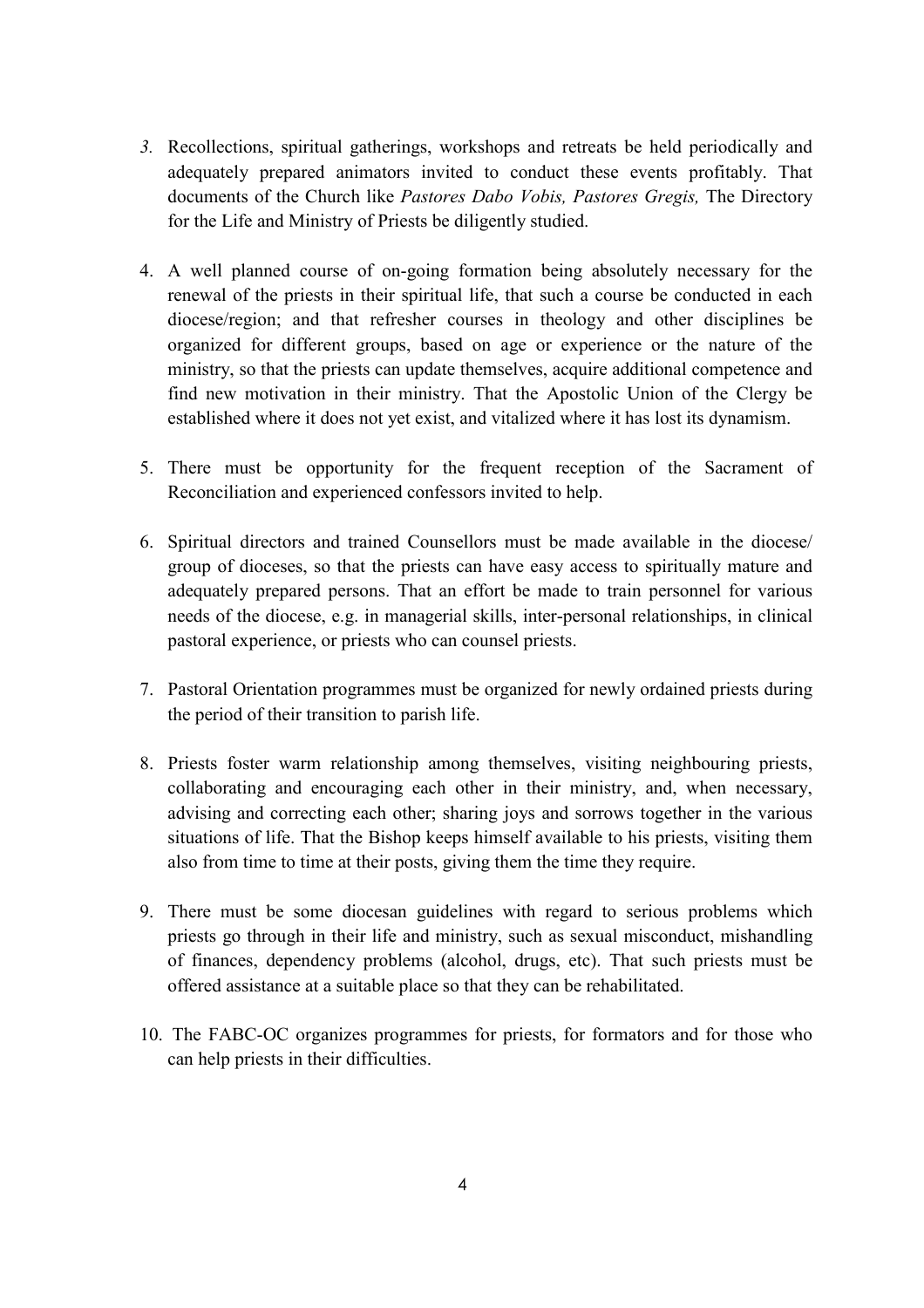*3.* Recollections, spiritual gatherings, workshops and retreats be held periodically and adequately prepared animators invited to conduct these events profitably. That documents of the Church like *Pastores Dabo Vobis, Pastores Gregis,* The Directory for the Life and Ministry of Priests be diligently studied.

4. A well planned course of on-going formation being absolutely necessary for the renewal of the priests in their spiritual life, that such a course be conducted in each diocese/region; and that refresher courses in theology and other disciplines be organized for different groups, based on age or experience or the nature of the ministry, so that the priests can update themselves, acquire additional competence and find new motivation in their ministry. That the Apostolic Union of the Clergy be established where it does not yet exist, and vitalized where it has lost its dynamism.

5. There must be opportunity for the frequent reception of the Sacrament of Reconciliation and experienced confessors invited to help.

6. Spiritual directors and trained Counsellors must be made available in the diocese/ group of dioceses, so that the priests can have easy access to spiritually mature and adequately prepared persons. That an effort be made to train personnel for various needs of the diocese, e.g. in managerial skills, inter-personal relationships, in clinical pastoral experience, or priests who can counsel priests.

7. Pastoral Orientation programmes must be organized for newly ordained priests during the period of their transition to parish life.

8. Priests foster warm relationship among themselves, visiting neighbouring priests, collaborating and encouraging each other in their ministry, and, when necessary, advising and correcting each other; sharing joys and sorrows together in the various situations of life. That the Bishop keeps himself available to his priests, visiting them also from time to time at their posts, giving them the time they require.

9. There must be some diocesan guidelines with regard to serious problems which priests go through in their life and ministry, such as sexual misconduct, mishandling of finances, dependency problems (alcohol, drugs, etc). That such priests must be offered assistance at a suitable place so that they can be rehabilitated.

10. The FABC-OC organizes programmes for priests, for formators and for those who can help priests in their difficulties.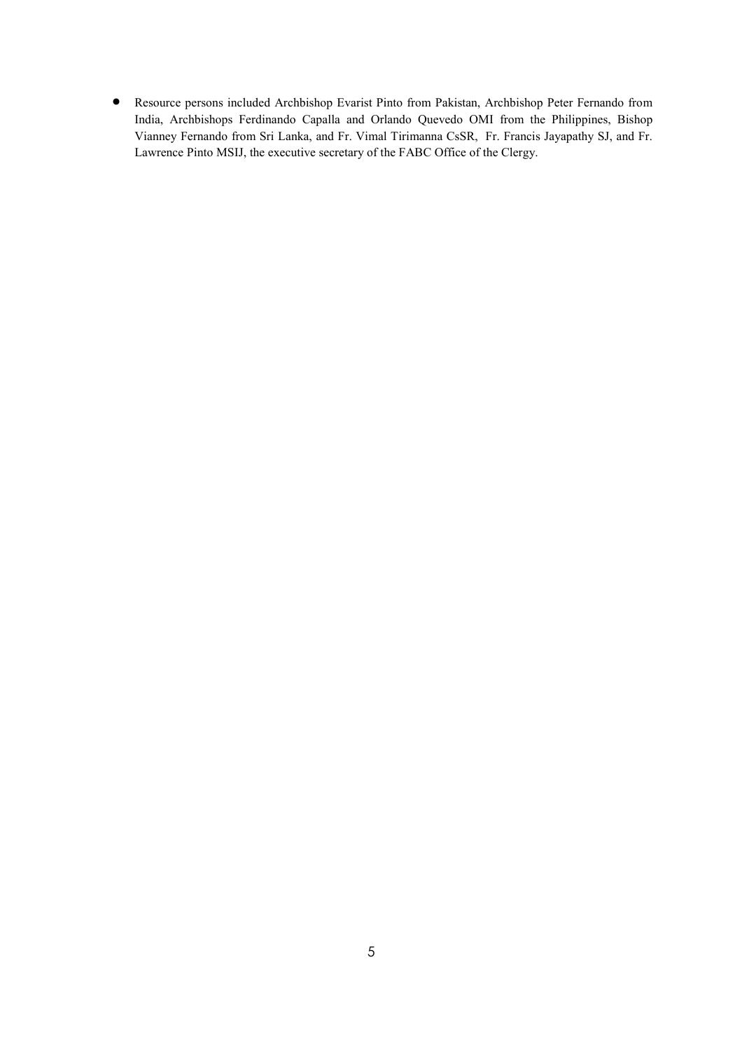- Resource persons included Archbishop Evarist Pinto from Pakistan, Archbishop Peter Fernando from India, Archbishops Ferdinando Capalla and Orlando Quevedo OMI from the Philippines, Bishop Vianney Fernando from Sri Lanka, and Fr. Vimal Tirimanna CsSR, Fr. Francis Jayapathy SJ, and Fr. Lawrence Pinto MSIJ, the executive secretary of the FABC Office of the Clergy.